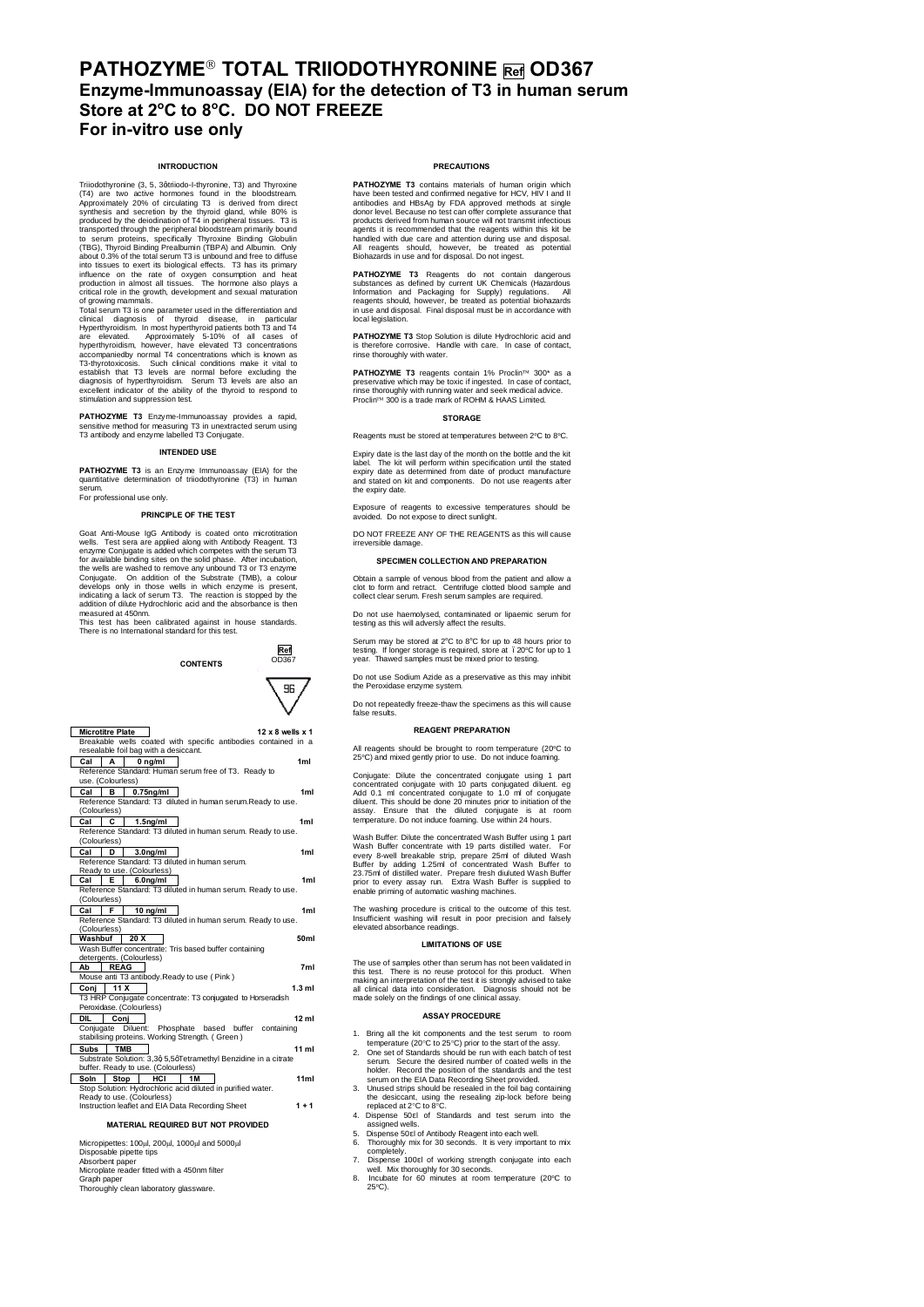# PATHOZYME® TOTAL TRIIODOTHYRONINE Ref OD367

## Enzyme-Immunoassay (EIA) for the detection of T3 in human serum

## Store at 2°C to 8°C. DO NOT FREEZE

## For in-vitro use only

### INTRODUCTION

Triiodothyronine (3, 5, 3ó-triiodo-l-thyronine, T3) and Thyroxine (T4) are two active hormones found in the bloodstream. Approximately 20% of circulating T3 is derived from direct synthesis and secretion by the thyroid gland, while 80% is produced by the deiodination of T4 in peripheral tissues. T3 is transported through the peripheral bloodstream primarily bound to serum proteins, specifically Thyroxine Binding Globulin (TBG), Thyroid Binding Prealbumin (TBPA) and Albumin. Only about 0.3% of the total serum T3 is unbound and free to diffuse into tissues to exert its biological effects. T3 has its primary influence on the rate of oxygen consumption and heat production in almost all tissues. The hormone also plays a critical role in the growth, development and sexual maturation of growing mammals.

Total serum T3 is one parameter used in the differentiation and clinical diagnosis of thyroid disease, in particular Hyperthyroidism. In most hyperthyroid patients both T3 and T4 are elevated. Approximately 5-10% of all cases of hyperthyroidism, however, have elevated T3 concentrations accompaniedby normal T4 concentrations which is known as T3-thyrotoxicosis. Such clinical conditions make it vital to establish that T3 levels are normal before excluding the diagnosis of hyperthyroidism. Serum T3 levels are also an excellent indicator of the ability of the thyroid to respond to stimulation and suppression test.

**PATHOZYME T3** Enzyme-Immunoassay provides a rapid, sensitive method for measuring T3 in unextracted serum using T3 antibody and enzyme labelled T3 Conjugate.

### INTENDED USE

**PATHOZYME T3** is an Enzyme Immunoassay (EIA) for the quantitative determination of triiodothyronine (T3) in human serum.

For professional use only.

### PRINCIPLE OF THE TEST

Goat Anti-Mouse IgG Antibody is coated onto microtitration wells. Test sera are applied along with Antibody Reagent. T3 enzyme Conjugate is added which competes with the serum T3 for available binding sites on the solid phase. After incubation, the wells are washed to remove any unbound T3 or T3 enzyme Conjugate. On addition of the Substrate (TMB), a colour develops only in those wells in which enzyme is present, indicating a lack of serum T3. The reaction is stopped by the addition of dilute Hydrochloric acid and the absorbance is then measured at 450nm.

This test has been calibrated against in house standards. There is no International standard for this test.

### CONTENTS

Ref OD367

96

| Component | Quantity |
|---|---|
| **Microtitre Plate** — Breakable wells coated with specific antibodies contained in a resealable foil bag with a desiccant. | 12 x 8 wells x 1 |
| **Cal A 0 ng/ml** — Reference Standard: Human serum free of T3. Ready to use. (Colourless) | 1ml |
| **Cal B 0.75ng/ml** — Reference Standard: T3 diluted in human serum.Ready to use. (Colourless) | 1ml |
| **Cal C 1.5ng/ml** — Reference Standard: T3 diluted in human serum. Ready to use. (Colourless) | 1ml |
| **Cal D 3.0ng/ml** — Reference Standard: T3 diluted in human serum. Ready to use. (Colourless) | 1ml |
| **Cal E 6.0ng/ml** — Reference Standard: T3 diluted in human serum. Ready to use. (Colourless) | 1ml |
| **Cal F 10 ng/ml** — Reference Standard: T3 diluted in human serum. Ready to use. (Colourless) | 1ml |
| **Washbuf 20 X** — Wash Buffer concentrate: Tris based buffer containing detergents. (Colourless) | 50ml |
| **Ab REAG** — Mouse anti T3 antibody.Ready to use ( Pink ) | 7ml |
| **Conj 11 X** — T3 HRP Conjugate concentrate: T3 conjugated to Horseradish Peroxidase. (Colourless) | 1.3 ml |
| **DIL Conj** — Conjugate Diluent: Phosphate based buffer containing stabilising proteins. Working Strength. ( Green ) | 12 ml |
| **Subs TMB** — Substrate Solution: 3,3ó 5,5óTetramethyl Benzidine in a citrate buffer. Ready to use. (Colourless) | 11 ml |
| **Soln Stop HCl 1M** — Stop Solution: Hydrochloric acid diluted in purified water. Ready to use. (Colourless) | 11ml |
| Instruction leaflet and EIA Data Recording Sheet | 1 + 1 |

### MATERIAL REQUIRED BUT NOT PROVIDED

Micropipettes: 100µl, 200µl, 1000µl and 5000µl
Disposable pipette tips
Absorbent paper
Microplate reader fitted with a 450nm filter
Graph paper
Thoroughly clean laboratory glassware.

### PRECAUTIONS

**PATHOZYME T3** contains materials of human origin which have been tested and confirmed negative for HCV, HIV I and II antibodies and HBsAg by FDA approved methods at single donor level. Because no test can offer complete assurance that products derived from human source will not transmit infectious agents it is recommended that the reagents within this kit be handled with due care and attention during use and disposal. All reagents should, however, be treated as potential Biohazards in use and for disposal. Do not ingest.

**PATHOZYME T3** Reagents do not contain dangerous substances as defined by current UK Chemicals (Hazardous Information and Packaging for Supply) regulations. All reagents should, however, be treated as potential biohazards in use and disposal. Final disposal must be in accordance with local legislation.

**PATHOZYME T3** Stop Solution is dilute Hydrochloric acid and is therefore corrosive. Handle with care. In case of contact, rinse thoroughly with water.

**PATHOZYME T3** reagents contain 1% Proclin™ 300* as a preservative which may be toxic if ingested. In case of contact, rinse thoroughly with running water and seek medical advice. Proclin™ 300 is a trade mark of ROHM & HAAS Limited.

### STORAGE

Reagents must be stored at temperatures between 2°C to 8°C.

Expiry date is the last day of the month on the bottle and the kit label. The kit will perform within specification until the stated expiry date as determined from date of product manufacture and stated on kit and components. Do not use reagents after the expiry date.

Exposure of reagents to excessive temperatures should be avoided. Do not expose to direct sunlight.

DO NOT FREEZE ANY OF THE REAGENTS as this will cause irreversible damage.

### SPECIMEN COLLECTION AND PREPARATION

Obtain a sample of venous blood from the patient and allow a clot to form and retract. Centrifuge clotted blood sample and collect clear serum. Fresh serum samples are required.

Do not use haemolysed, contaminated or lipaemic serum for testing as this will adversely affect the results.

Serum may be stored at 2°C to 8°C for up to 48 hours prior to testing. If longer storage is required, store at -20°C for up to 1 year. Thawed samples must be mixed prior to testing.

Do not use Sodium Azide as a preservative as this may inhibit the Peroxidase enzyme system.

Do not repeatedly freeze-thaw the specimens as this will cause false results.

### REAGENT PREPARATION

All reagents should be brought to room temperature (20°C to 25°C) and mixed gently prior to use. Do not induce foaming.

Conjugate: Dilute the concentrated conjugate using 1 part concentrated conjugate with 10 parts conjugated diluent. eg Add 0.1 ml concentrated conjugate to 1.0 ml of conjugate diluent. This should be done 20 minutes prior to initiation of the assay. Ensure that the diluted conjugate is at room temperature. Do not induce foaming. Use within 24 hours.

Wash Buffer: Dilute the concentrated Wash Buffer using 1 part Wash Buffer concentrate with 19 parts distilled water. For every 8-well breakable strip, prepare 25ml of diluted Wash Buffer by adding 1.25ml of concentrated Wash Buffer to 23.75ml of distilled water. Prepare fresh diluted Wash Buffer prior to every assay run. Extra Wash Buffer is supplied to enable priming of automatic washing machines.

The washing procedure is critical to the outcome of this test. Insufficient washing will result in poor precision and falsely elevated absorbance readings.

### LIMITATIONS OF USE

The use of samples other than serum has not been validated in this test. There is no reuse protocol for this product. When making an interpretation of the test it is strongly advised to take all clinical data into consideration. Diagnosis should not be made solely on the findings of one clinical assay.

### ASSAY PROCEDURE

1. Bring all the kit components and the test serum to room temperature (20°C to 25°C) prior to the start of the assy.
2. One set of Standards should be run with each batch of test serum. Secure the desired number of coated wells in the holder. Record the position of the standards and the test serum on the EIA Data Recording Sheet provided.
3. Unused strips should be resealed in the foil bag containing the desiccant, using the resealing zip-lock before being replaced at 2°C to 8°C.
4. Dispense 50µl of Standards and test serum into the assigned wells.
5. Dispense 50µl of Antibody Reagent into each well.
6. Thoroughly mix for 30 seconds. It is very important to mix completely.
7. Dispense 100µl of working strength conjugate into each well. Mix thoroughly for 30 seconds.
8. Incubate for 60 minutes at room temperature (20°C to 25°C).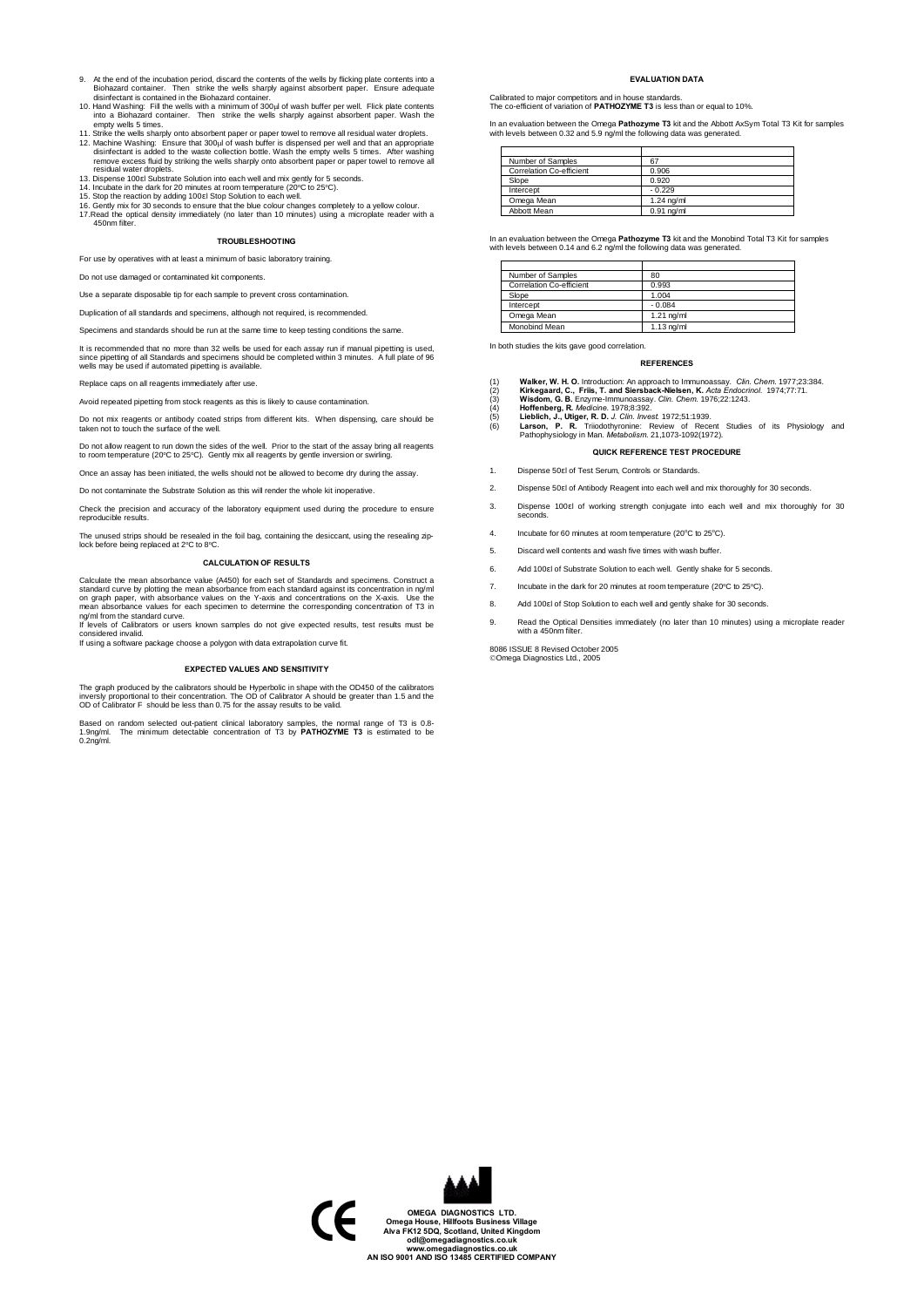9. At the end of the incubation period, discard the contents of the wells by flicking plate contents into a Biohazard container. Then strike the wells sharply against absorbent paper. Ensure adequate disinfectant is contained in the Biohazard container.
10. Hand Washing: Fill the wells with a minimum of 300µl of wash buffer per well. Flick plate contents into a Biohazard container. Then strike the wells sharply against absorbent paper. Wash the empty wells 5 times.
11. Strike the wells sharply onto absorbent paper or paper towel to remove all residual water droplets.
12. Machine Washing: Ensure that 300µl of wash buffer is dispensed per well and that an appropriate disinfectant is added to the waste collection bottle. Wash the empty wells 5 times. After washing remove excess fluid by striking the wells sharply onto absorbent paper or paper towel to remove all residual water droplets.
13. Dispense 100εl Substrate Solution into each well and mix gently for 5 seconds.
14. Incubate in the dark for 20 minutes at room temperature (20°C to 25°C).
15. Stop the reaction by adding 100εl Stop Solution to each well.
16. Gently mix for 30 seconds to ensure that the blue colour changes completely to a yellow colour.
17. Read the optical density immediately (no later than 10 minutes) using a microplate reader with a 450nm filter.

## TROUBLESHOOTING

For use by operatives with at least a minimum of basic laboratory training.

Do not use damaged or contaminated kit components.

Use a separate disposable tip for each sample to prevent cross contamination.

Duplication of all standards and specimens, although not required, is recommended.

Specimens and standards should be run at the same time to keep testing conditions the same.

It is recommended that no more than 32 wells be used for each assay run if manual pipetting is used, since pipetting of all Standards and specimens should be completed within 3 minutes. A full plate of 96 wells may be used if automated pipetting is available.

Replace caps on all reagents immediately after use.

Avoid repeated pipetting from stock reagents as this is likely to cause contamination.

Do not mix reagents or antibody coated strips from different kits. When dispensing, care should be taken not to touch the surface of the well.

Do not allow reagent to run down the sides of the well. Prior to the start of the assay bring all reagents to room temperature (20°C to 25°C). Gently mix all reagents by gentle inversion or swirling.

Once an assay has been initiated, the wells should not be allowed to become dry during the assay.

Do not contaminate the Substrate Solution as this will render the whole kit inoperative.

Check the precision and accuracy of the laboratory equipment used during the procedure to ensure reproducible results.

The unused strips should be resealed in the foil bag, containing the desiccant, using the resealing zip-lock before being replaced at 2°C to 8°C.

## CALCULATION OF RESULTS

Calculate the mean absorbance value (A450) for each set of Standards and specimens. Construct a standard curve by plotting the mean absorbance from each standard against its concentration in ng/ml on graph paper, with absorbance values on the Y-axis and concentrations on the X-axis. Use the mean absorbance values for each specimen to determine the corresponding concentration of T3 in ng/ml from the standard curve.
If levels of Calibrators or users known samples do not give expected results, test results must be considered invalid.
If using a software package choose a polygon with data extrapolation curve fit.

## EXPECTED VALUES AND SENSITIVITY

The graph produced by the calibrators should be Hyperbolic in shape with the OD450 of the calibrators inversly proportional to their concentration. The OD of Calibrator A should be greater than 1.5 and the OD of Calibrator F should be less than 0.75 for the assay results to be valid.

Based on random selected out-patient clinical laboratory samples, the normal range of T3 is 0.8-1.9ng/ml. The minimum detectable concentration of T3 by **PATHOZYME T3** is estimated to be 0.2ng/ml.

## EVALUATION DATA

Calibrated to major competitors and in house standards.
The co-efficient of variation of **PATHOZYME T3** is less than or equal to 10%.

In an evaluation between the Omega **Pathozyme T3** kit and the Abbott AxSym Total T3 Kit for samples with levels between 0.32 and 5.9 ng/ml the following data was generated.

| | |
|---|---|
| Number of Samples | 67 |
| Correlation Co-efficient | 0.906 |
| Slope | 0.920 |
| Intercept | - 0.229 |
| Omega Mean | 1.24 ng/ml |
| Abbott Mean | 0.91 ng/ml |

In an evaluation between the Omega **Pathozyme T3** kit and the Monobind Total T3 Kit for samples with levels between 0.14 and 6.2 ng/ml the following data was generated.

| | |
|---|---|
| Number of Samples | 80 |
| Correlation Co-efficient | 0.993 |
| Slope | 1.004 |
| Intercept | - 0.084 |
| Omega Mean | 1.21 ng/ml |
| Monobind Mean | 1.13 ng/ml |

In both studies the kits gave good correlation.

## REFERENCES

(1) **Walker, W. H. O.** Introduction: An approach to Immunoassay. *Clin. Chem.* 1977;23:384.
(2) **Kirkegaard, C., Friis, T. and Siersback-Nielsen, K.** *Acta Endocrinol.* 1974;77:71.
(3) **Wisdom, G. B.** Enzyme-Immunoassay. *Clin. Chem.* 1976;22:1243.
(4) **Hoffenberg, R.** *Medicine.* 1978;8:392.
(5) **Lieblich, J., Utiger, R. D.** *J. Clin. Invest.* 1972;51:1939.
(6) **Larson, P. R.** Triiodothyronine: Review of Recent Studies of its Physiology and Pathophysiology in Man. *Metabolism.* 21,1073-1092(1972).

## QUICK REFERENCE TEST PROCEDURE

1. Dispense 50εl of Test Serum, Controls or Standards.
2. Dispense 50εl of Antibody Reagent into each well and mix thoroughly for 30 seconds.
3. Dispense 100εl of working strength conjugate into each well and mix thoroughly for 30 seconds.
4. Incubate for 60 minutes at room temperature (20°C to 25°C).
5. Discard well contents and wash five times with wash buffer.
6. Add 100εl of Substrate Solution to each well. Gently shake for 5 seconds.
7. Incubate in the dark for 20 minutes at room temperature (20°C to 25°C).
8. Add 100εl of Stop Solution to each well and gently shake for 30 seconds.
9. Read the Optical Densities immediately (no later than 10 minutes) using a microplate reader with a 450nm filter.

8086 ISSUE 8 Revised October 2005
©Omega Diagnostics Ltd., 2005

**OMEGA DIAGNOSTICS LTD.**
**Omega House, Hillfoots Business Village**
**Alva FK12 5DQ, Scotland, United Kingdom**
**odl@omegadiagnostics.co.uk**
**www.omegadiagnostics.co.uk**
**AN ISO 9001 AND ISO 13485 CERTIFIED COMPANY**